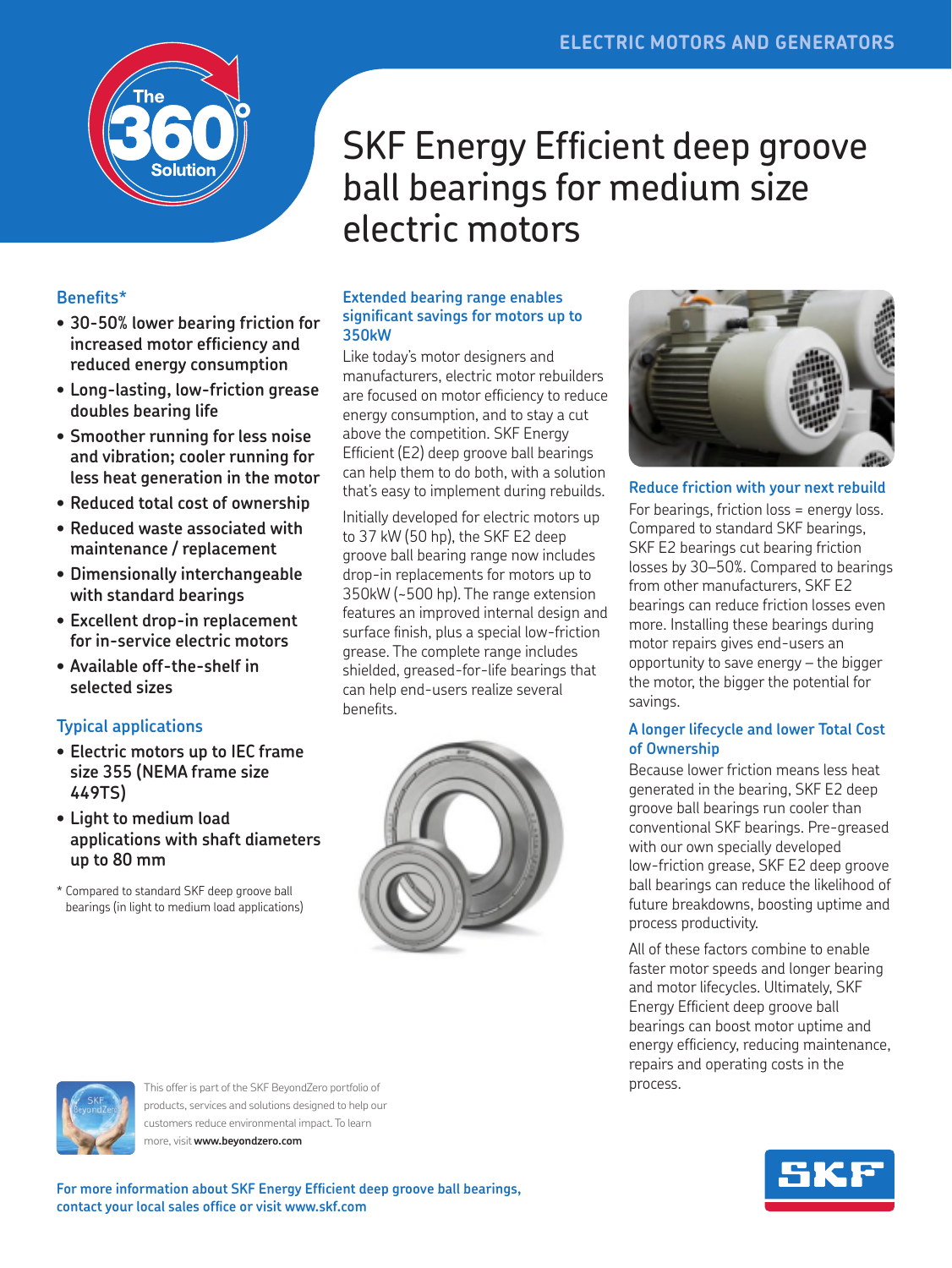# SKF Energy Efficient deep groove ball bearings for medium size electric motors

## Benefits*

- 30-50% lower bearing friction for increased motor efficiency and reduced energy consumption
- Long-lasting, low-friction grease doubles bearing life
- Smoother running for less noise and vibration; cooler running for less heat generation in the motor
- Reduced total cost of ownership
- Reduced waste associated with maintenance / replacement
- Dimensionally interchangeable with standard bearings
- Excellent drop-in replacement for in-service electric motors
- Available off-the-shelf in selected sizes

## Typical applications

- Electric motors up to IEC frame size 355 (NEMA frame size 449TS)
- Light to medium load applications with shaft diameters up to 80 mm

\* Compared to standard SKF deep groove ball bearings (in light to medium load applications)

## Extended bearing range enables significant savings for motors up to 350kW

Like today's motor designers and manufacturers, electric motor rebuilders are focused on motor efficiency to reduce energy consumption, and to stay a cut above the competition. SKF Energy Efficient (E2) deep groove ball bearings can help them to do both, with a solution that's easy to implement during rebuilds.

Initially developed for electric motors up to 37 kW (50 hp), the SKF E2 deep groove ball bearing range now includes drop-in replacements for motors up to 350kW (~500 hp). The range extension features an improved internal design and surface finish, plus a special low-friction grease. The complete range includes shielded, greased-for-life bearings that can help end-users realize several benefits.

## Reduce friction with your next rebuild

For bearings, friction loss = energy loss. Compared to standard SKF bearings, SKF E2 bearings cut bearing friction losses by 30–50%. Compared to bearings from other manufacturers, SKF E2 bearings can reduce friction losses even more. Installing these bearings during motor repairs gives end-users an opportunity to save energy – the bigger the motor, the bigger the potential for savings.

## A longer lifecycle and lower Total Cost of Ownership

Because lower friction means less heat generated in the bearing, SKF E2 deep groove ball bearings run cooler than conventional SKF bearings. Pre-greased with our own specially developed low-friction grease, SKF E2 deep groove ball bearings can reduce the likelihood of future breakdowns, boosting uptime and process productivity.

All of these factors combine to enable faster motor speeds and longer bearing and motor lifecycles. Ultimately, SKF Energy Efficient deep groove ball bearings can boost motor uptime and energy efficiency, reducing maintenance, repairs and operating costs in the process.

This offer is part of the SKF BeyondZero portfolio of products, services and solutions designed to help our customers reduce environmental impact. To learn more, visit **www.beyondzero.com**

**For more information about SKF Energy Efficient deep groove ball bearings, contact your local sales office or visit www.skf.com**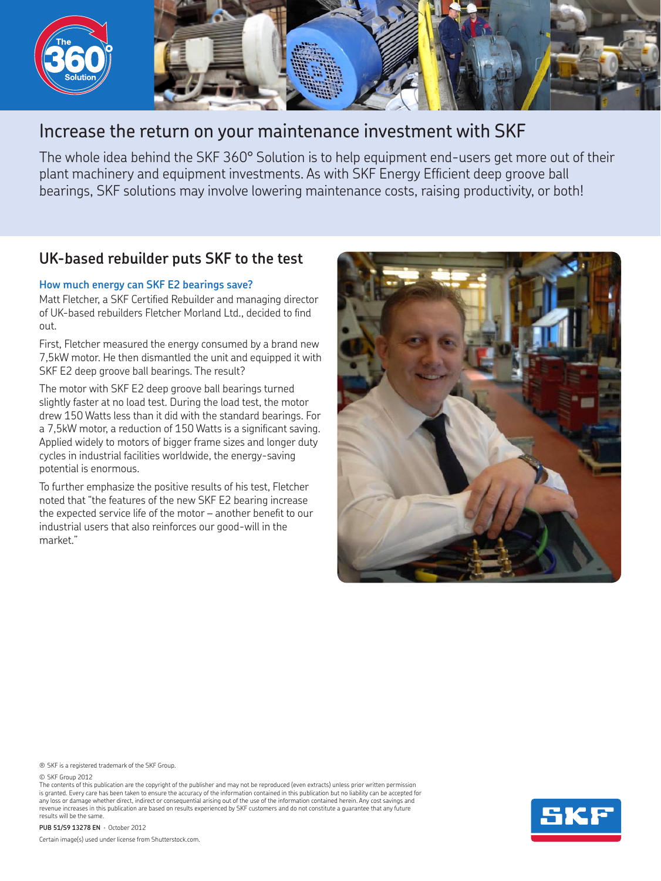## Increase the return on your maintenance investment with SKF

The whole idea behind the SKF 360° Solution is to help equipment end-users get more out of their plant machinery and equipment investments. As with SKF Energy Efficient deep groove ball bearings, SKF solutions may involve lowering maintenance costs, raising productivity, or both!

## UK-based rebuilder puts SKF to the test

### How much energy can SKF E2 bearings save?

Matt Fletcher, a SKF Certified Rebuilder and managing director of UK-based rebuilders Fletcher Morland Ltd., decided to find out.

First, Fletcher measured the energy consumed by a brand new 7,5kW motor. He then dismantled the unit and equipped it with SKF E2 deep groove ball bearings. The result?

The motor with SKF E2 deep groove ball bearings turned slightly faster at no load test. During the load test, the motor drew 150 Watts less than it did with the standard bearings. For a 7,5kW motor, a reduction of 150 Watts is a significant saving. Applied widely to motors of bigger frame sizes and longer duty cycles in industrial facilities worldwide, the energy-saving potential is enormous.

To further emphasize the positive results of his test, Fletcher noted that “the features of the new SKF E2 bearing increase the expected service life of the motor – another benefit to our industrial users that also reinforces our good-will in the market.”

® SKF is a registered trademark of the SKF Group.

© SKF Group 2012

The contents of this publication are the copyright of the publisher and may not be reproduced (even extracts) unless prior written permission is granted. Every care has been taken to ensure the accuracy of the information contained in this publication but no liability can be accepted for any loss or damage whether direct, indirect or consequential arising out of the use of the information contained herein. Any cost savings and revenue increases in this publication are based on results experienced by SKF customers and do not constitute a guarantee that any future results will be the same.

**PUB 51/S9 13278 EN** · October 2012

Certain image(s) used under license from Shutterstock.com.